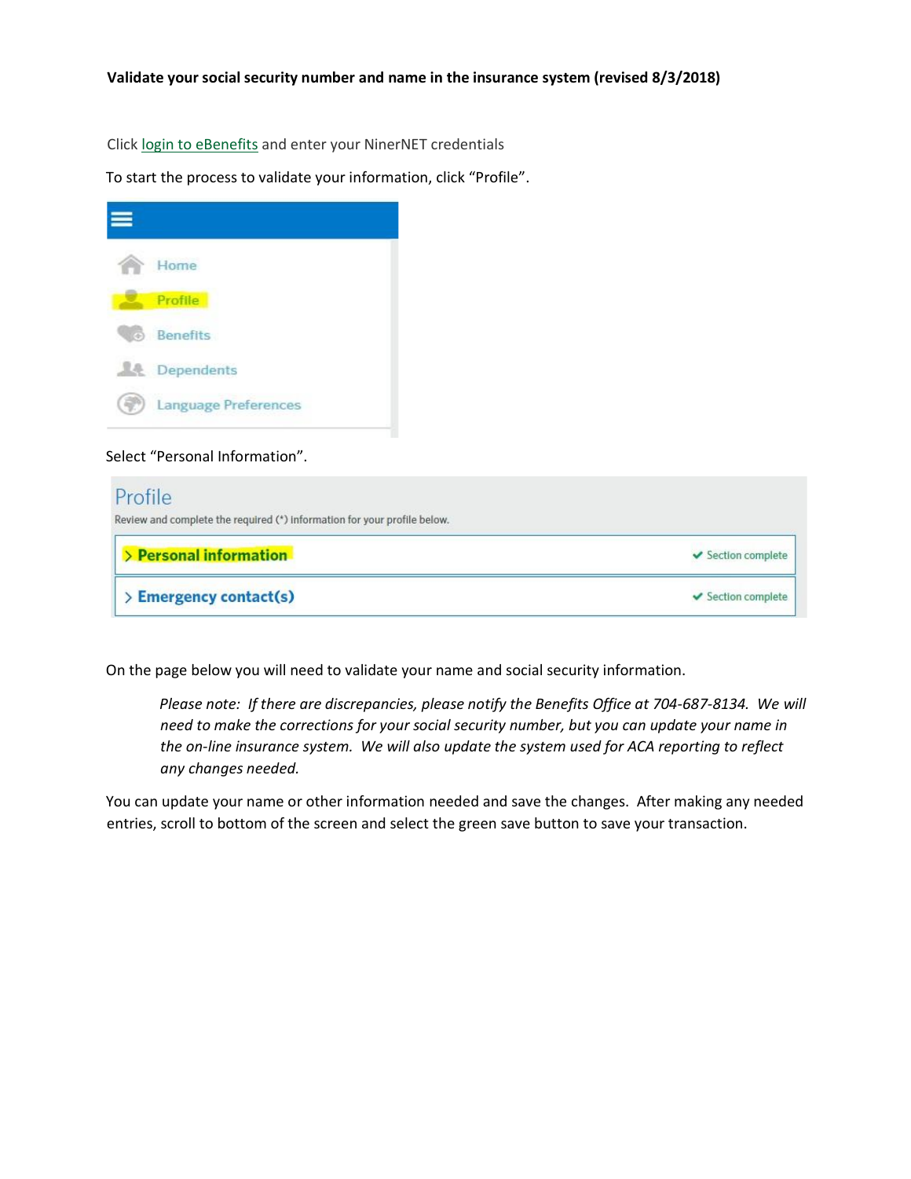**Validate your social security number and name in the insurance system (revised 8/3/2018)**

Click login to eBenefits and enter your NinerNET credentials

To start the process to validate your information, click "Profile".

Home

Profile

Benefits

Dependents

Language Preferences

Select "Personal Information".

Profile

Review and complete the required (*) information for your profile below.

> Personal information ✔ Section complete

> Emergency contact(s) ✔ Section complete

On the page below you will need to validate your name and social security information.

> *Please note: If there are discrepancies, please notify the Benefits Office at 704-687-8134. We will need to make the corrections for your social security number, but you can update your name in the on-line insurance system. We will also update the system used for ACA reporting to reflect any changes needed.*

You can update your name or other information needed and save the changes. After making any needed entries, scroll to bottom of the screen and select the green save button to save your transaction.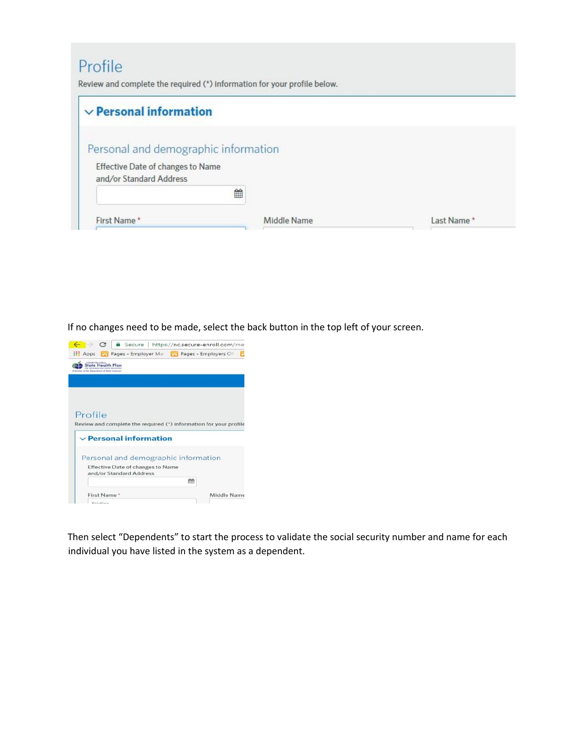If no changes need to be made, select the back button in the top left of your screen.

Then select “Dependents” to start the process to validate the social security number and name for each individual you have listed in the system as a dependent.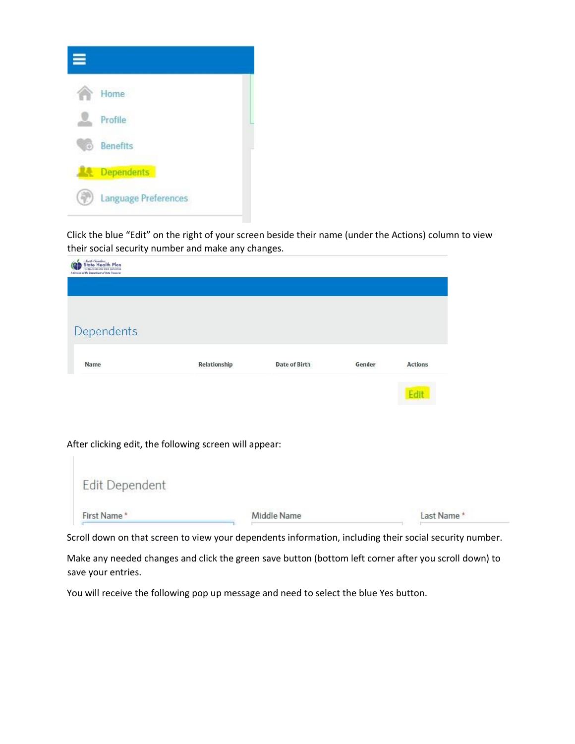Click the blue "Edit" on the right of your screen beside their name (under the Actions) column to view their social security number and make any changes.

After clicking edit, the following screen will appear:

Scroll down on that screen to view your dependents information, including their social security number.

Make any needed changes and click the green save button (bottom left corner after you scroll down) to save your entries.

You will receive the following pop up message and need to select the blue Yes button.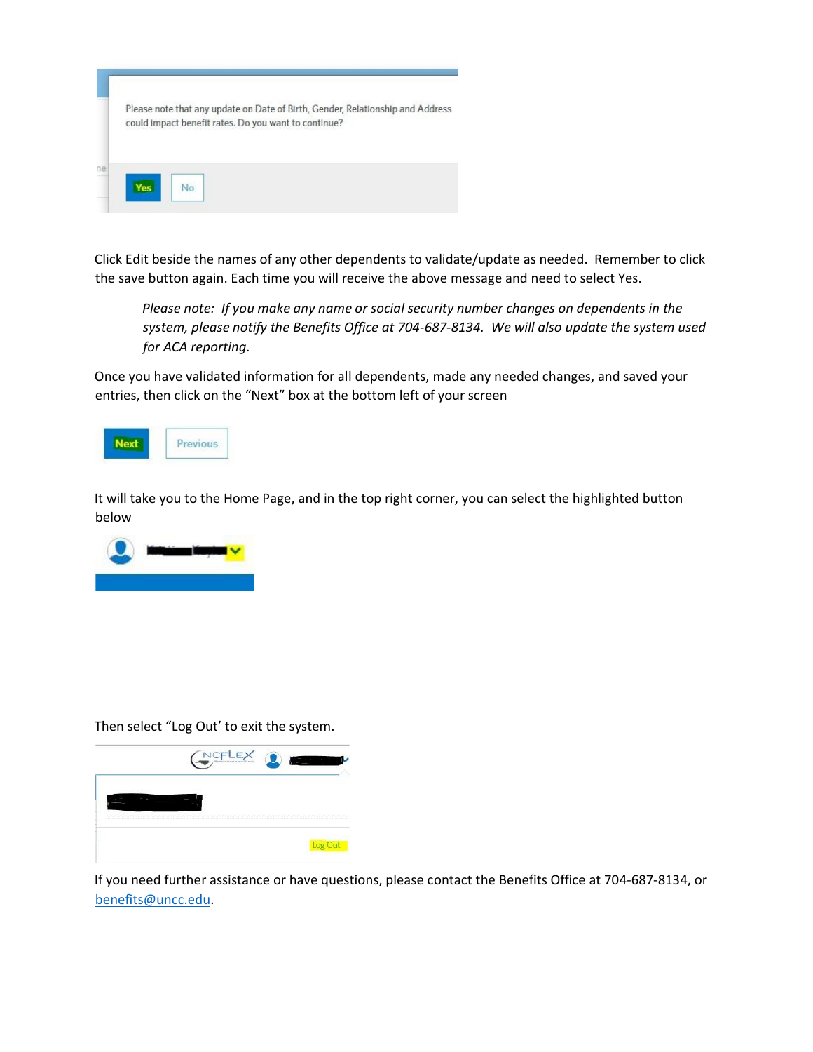Please note that any update on Date of Birth, Gender, Relationship and Address could impact benefit rates. Do you want to continue?

Yes No

Click Edit beside the names of any other dependents to validate/update as needed. Remember to click the save button again. Each time you will receive the above message and need to select Yes.

> *Please note: If you make any name or social security number changes on dependents in the system, please notify the Benefits Office at 704-687-8134. We will also update the system used for ACA reporting.*

Once you have validated information for all dependents, made any needed changes, and saved your entries, then click on the "Next" box at the bottom left of your screen

Next Previous

It will take you to the Home Page, and in the top right corner, you can select the highlighted button below

Then select "Log Out' to exit the system.

Log Out

If you need further assistance or have questions, please contact the Benefits Office at 704-687-8134, or benefits@uncc.edu.